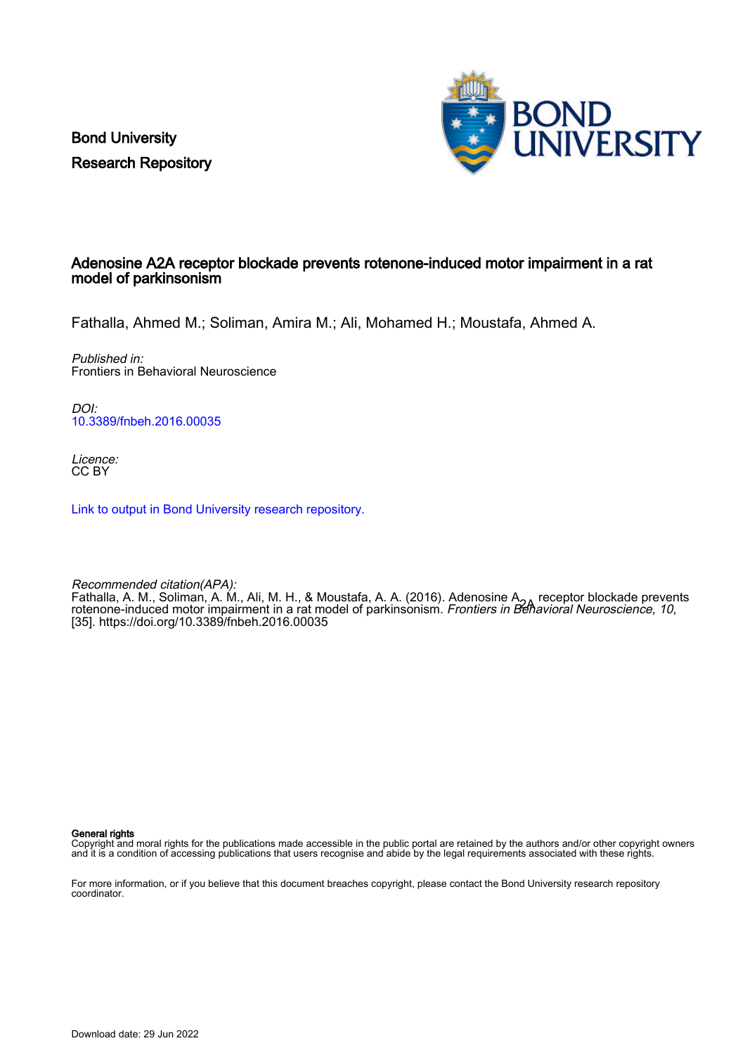Bond University
Research Repository

# Adenosine A2A receptor blockade prevents rotenone-induced motor impairment in a rat model of parkinsonism

Fathalla, Ahmed M.; Soliman, Amira M.; Ali, Mohamed H.; Moustafa, Ahmed A.

*Published in:*
Frontiers in Behavioral Neuroscience

*DOI:*
10.3389/fnbeh.2016.00035

*Licence:*
CC BY

Link to output in Bond University research repository.

*Recommended citation(APA):*
Fathalla, A. M., Soliman, A. M., Ali, M. H., & Moustafa, A. A. (2016). Adenosine $A_{2A}$ receptor blockade prevents rotenone-induced motor impairment in a rat model of parkinsonism. *Frontiers in Behavioral Neuroscience*, *10*, [35]. https://doi.org/10.3389/fnbeh.2016.00035

**General rights**
Copyright and moral rights for the publications made accessible in the public portal are retained by the authors and/or other copyright owners and it is a condition of accessing publications that users recognise and abide by the legal requirements associated with these rights.

For more information, or if you believe that this document breaches copyright, please contact the Bond University research repository coordinator.

Download date: 29 Jun 2022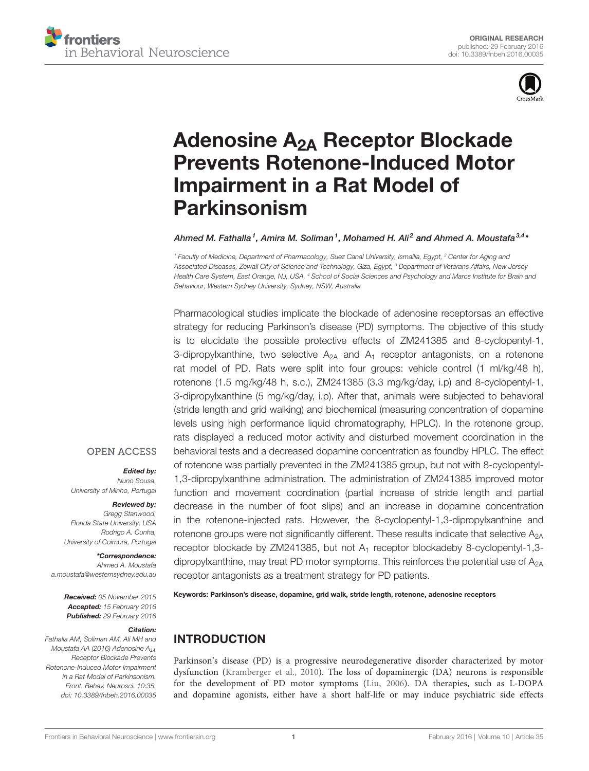# Adenosine $A_{2A}$ Receptor Blockade Prevents Rotenone-Induced Motor Impairment in a Rat Model of Parkinsonism

*Ahmed M. Fathalla[1], Amira M. Soliman[1], Mohamed H. Ali[2] and Ahmed A. Moustafa[3,4]**

[1] Faculty of Medicine, Department of Pharmacology, Suez Canal University, Ismailia, Egypt, [2] Center for Aging and Associated Diseases, Zewail City of Science and Technology, Giza, Egypt, [3] Department of Veterans Affairs, New Jersey Health Care System, East Orange, NJ, USA, [4] School of Social Sciences and Psychology and Marcs Institute for Brain and Behaviour, Western Sydney University, Sydney, NSW, Australia

Pharmacological studies implicate the blockade of adenosine receptorsas an effective strategy for reducing Parkinson's disease (PD) symptoms. The objective of this study is to elucidate the possible protective effects of ZM241385 and 8-cyclopentyl-1, 3-dipropylxanthine, two selective $A_{2A}$ and $A_1$ receptor antagonists, on a rotenone rat model of PD. Rats were split into four groups: vehicle control (1 ml/kg/48 h), rotenone (1.5 mg/kg/48 h, s.c.), ZM241385 (3.3 mg/kg/day, i.p) and 8-cyclopentyl-1, 3-dipropylxanthine (5 mg/kg/day, i.p). After that, animals were subjected to behavioral (stride length and grid walking) and biochemical (measuring concentration of dopamine levels using high performance liquid chromatography, HPLC). In the rotenone group, rats displayed a reduced motor activity and disturbed movement coordination in the behavioral tests and a decreased dopamine concentration as foundby HPLC. The effect of rotenone was partially prevented in the ZM241385 group, but not with 8-cyclopentyl-1,3-dipropylxanthine administration. The administration of ZM241385 improved motor function and movement coordination (partial increase of stride length and partial decrease in the number of foot slips) and an increase in dopamine concentration in the rotenone-injected rats. However, the 8-cyclopentyl-1,3-dipropylxanthine and rotenone groups were not significantly different. These results indicate that selective $A_{2A}$ receptor blockade by ZM241385, but not $A_1$ receptor blockadeby 8-cyclopentyl-1,3-dipropylxanthine, may treat PD motor symptoms. This reinforces the potential use of $A_{2A}$ receptor antagonists as a treatment strategy for PD patients.

**Keywords: Parkinson's disease, dopamine, grid walk, stride length, rotenone, adenosine receptors**

OPEN ACCESS

***Edited by:***
*Nuno Sousa,*
*University of Minho, Portugal*

***Reviewed by:***
*Gregg Stanwood,*
*Florida State University, USA*
*Rodrigo A. Cunha,*
*University of Coimbra, Portugal*

***\*Correspondence:***
*Ahmed A. Moustafa*
*a.moustafa@westernsydney.edu.au*

***Received:*** *05 November 2015*
***Accepted:*** *15 February 2016*
***Published:*** *29 February 2016*

***Citation:***
*Fathalla AM, Soliman AM, Ali MH and Moustafa AA (2016) Adenosine $A_{2A}$ Receptor Blockade Prevents Rotenone-Induced Motor Impairment in a Rat Model of Parkinsonism. Front. Behav. Neurosci. 10:35. doi: 10.3389/fnbeh.2016.00035*

## INTRODUCTION

Parkinson's disease (PD) is a progressive neurodegenerative disorder characterized by motor dysfunction (Kramberger et al., 2010). The loss of dopaminergic (DA) neurons is responsible for the development of PD motor symptoms (Liu, 2006). DA therapies, such as L-DOPA and dopamine agonists, either have a short half-life or may induce psychiatric side effects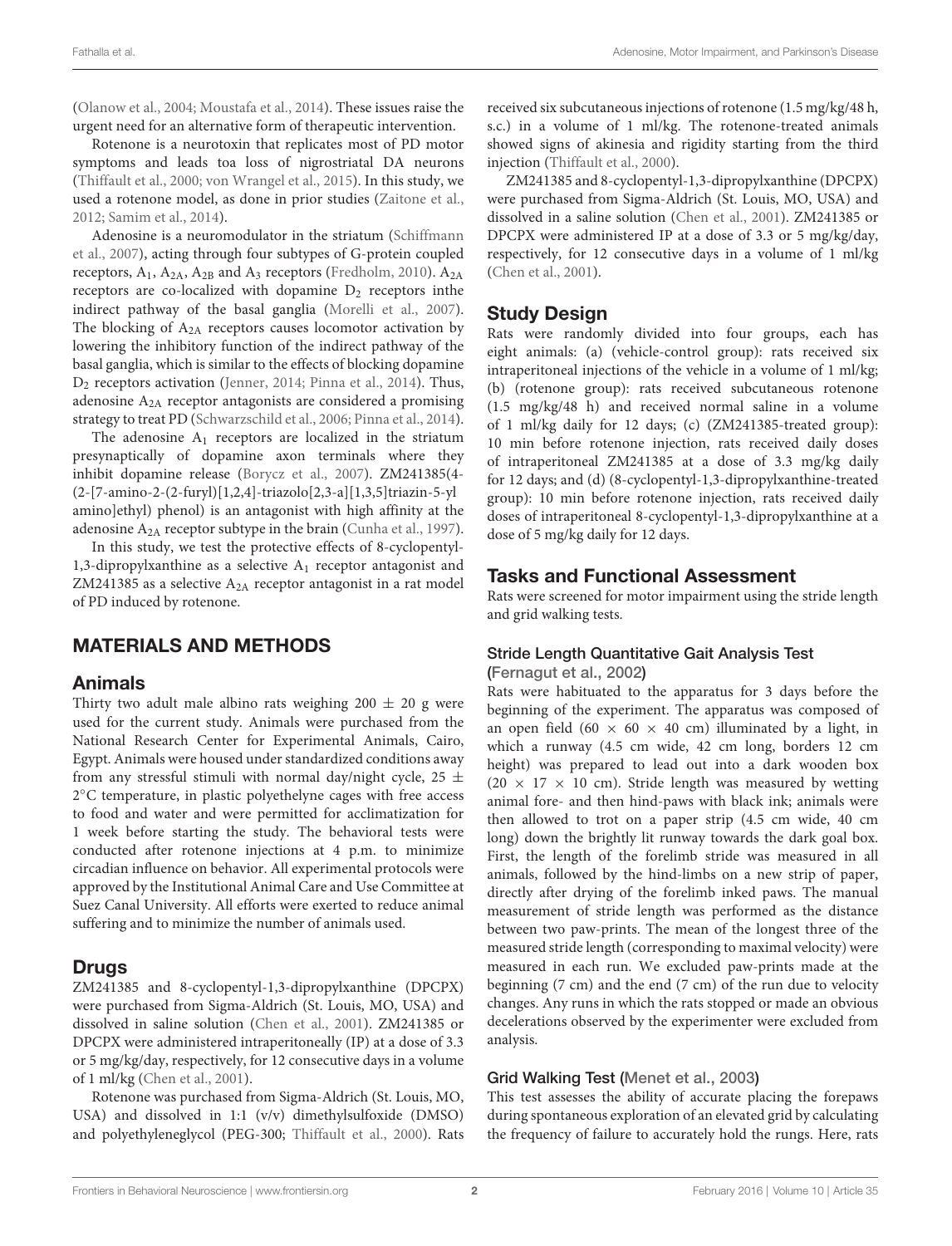(Olanow et al., 2004; Moustafa et al., 2014). These issues raise the urgent need for an alternative form of therapeutic intervention.

Rotenone is a neurotoxin that replicates most of PD motor symptoms and leads toa loss of nigrostriatal DA neurons (Thiffault et al., 2000; von Wrangel et al., 2015). In this study, we used a rotenone model, as done in prior studies (Zaitone et al., 2012; Samim et al., 2014).

Adenosine is a neuromodulator in the striatum (Schiffmann et al., 2007), acting through four subtypes of G-protein coupled receptors, $A_1$, $A_{2A}$, $A_{2B}$ and $A_3$ receptors (Fredholm, 2010). $A_{2A}$ receptors are co-localized with dopamine $D_2$ receptors inthe indirect pathway of the basal ganglia (Morelli et al., 2007). The blocking of $A_{2A}$ receptors causes locomotor activation by lowering the inhibitory function of the indirect pathway of the basal ganglia, which is similar to the effects of blocking dopamine $D_2$ receptors activation (Jenner, 2014; Pinna et al., 2014). Thus, adenosine $A_{2A}$ receptor antagonists are considered a promising strategy to treat PD (Schwarzschild et al., 2006; Pinna et al., 2014).

The adenosine $A_1$ receptors are localized in the striatum presynaptically of dopamine axon terminals where they inhibit dopamine release (Borycz et al., 2007). ZM241385(4-(2-[7-amino-2-(2-furyl)[1,2,4]-triazolo[2,3-a][1,3,5]triazin-5-yl amino]ethyl) phenol) is an antagonist with high affinity at the adenosine $A_{2A}$ receptor subtype in the brain (Cunha et al., 1997).

In this study, we test the protective effects of 8-cyclopentyl-1,3-dipropylxanthine as a selective $A_1$ receptor antagonist and ZM241385 as a selective $A_{2A}$ receptor antagonist in a rat model of PD induced by rotenone.

## MATERIALS AND METHODS

### Animals

Thirty two adult male albino rats weighing $200 \pm 20$ g were used for the current study. Animals were purchased from the National Research Center for Experimental Animals, Cairo, Egypt. Animals were housed under standardized conditions away from any stressful stimuli with normal day/night cycle, $25 \pm 2°C$ temperature, in plastic polyethelyne cages with free access to food and water and were permitted for acclimatization for 1 week before starting the study. The behavioral tests were conducted after rotenone injections at 4 p.m. to minimize circadian influence on behavior. All experimental protocols were approved by the Institutional Animal Care and Use Committee at Suez Canal University. All efforts were exerted to reduce animal suffering and to minimize the number of animals used.

### Drugs

ZM241385 and 8-cyclopentyl-1,3-dipropylxanthine (DPCPX) were purchased from Sigma-Aldrich (St. Louis, MO, USA) and dissolved in saline solution (Chen et al., 2001). ZM241385 or DPCPX were administered intraperitoneally (IP) at a dose of 3.3 or 5 mg/kg/day, respectively, for 12 consecutive days in a volume of 1 ml/kg (Chen et al., 2001).

Rotenone was purchased from Sigma-Aldrich (St. Louis, MO, USA) and dissolved in 1:1 (v/v) dimethylsulfoxide (DMSO) and polyethyleneglycol (PEG-300; Thiffault et al., 2000). Rats received six subcutaneous injections of rotenone (1.5 mg/kg/48 h, s.c.) in a volume of 1 ml/kg. The rotenone-treated animals showed signs of akinesia and rigidity starting from the third injection (Thiffault et al., 2000).

ZM241385 and 8-cyclopentyl-1,3-dipropylxanthine (DPCPX) were purchased from Sigma-Aldrich (St. Louis, MO, USA) and dissolved in a saline solution (Chen et al., 2001). ZM241385 or DPCPX were administered IP at a dose of 3.3 or 5 mg/kg/day, respectively, for 12 consecutive days in a volume of 1 ml/kg (Chen et al., 2001).

### Study Design

Rats were randomly divided into four groups, each has eight animals: (a) (vehicle-control group): rats received six intraperitoneal injections of the vehicle in a volume of 1 ml/kg; (b) (rotenone group): rats received subcutaneous rotenone (1.5 mg/kg/48 h) and received normal saline in a volume of 1 ml/kg daily for 12 days; (c) (ZM241385-treated group): 10 min before rotenone injection, rats received daily doses of intraperitoneal ZM241385 at a dose of 3.3 mg/kg daily for 12 days; and (d) (8-cyclopentyl-1,3-dipropylxanthine-treated group): 10 min before rotenone injection, rats received daily doses of intraperitoneal 8-cyclopentyl-1,3-dipropylxanthine at a dose of 5 mg/kg daily for 12 days.

### Tasks and Functional Assessment

Rats were screened for motor impairment using the stride length and grid walking tests.

#### Stride Length Quantitative Gait Analysis Test (Fernagut et al., 2002)

Rats were habituated to the apparatus for 3 days before the beginning of the experiment. The apparatus was composed of an open field (60 × 60 × 40 cm) illuminated by a light, in which a runway (4.5 cm wide, 42 cm long, borders 12 cm height) was prepared to lead out into a dark wooden box (20 × 17 × 10 cm). Stride length was measured by wetting animal fore- and then hind-paws with black ink; animals were then allowed to trot on a paper strip (4.5 cm wide, 40 cm long) down the brightly lit runway towards the dark goal box. First, the length of the forelimb stride was measured in all animals, followed by the hind-limbs on a new strip of paper, directly after drying of the forelimb inked paws. The manual measurement of stride length was performed as the distance between two paw-prints. The mean of the longest three of the measured stride length (corresponding to maximal velocity) were measured in each run. We excluded paw-prints made at the beginning (7 cm) and the end (7 cm) of the run due to velocity changes. Any runs in which the rats stopped or made an obvious decelerations observed by the experimenter were excluded from analysis.

#### Grid Walking Test (Menet et al., 2003)

This test assesses the ability of accurate placing the forepaws during spontaneous exploration of an elevated grid by calculating the frequency of failure to accurately hold the rungs. Here, rats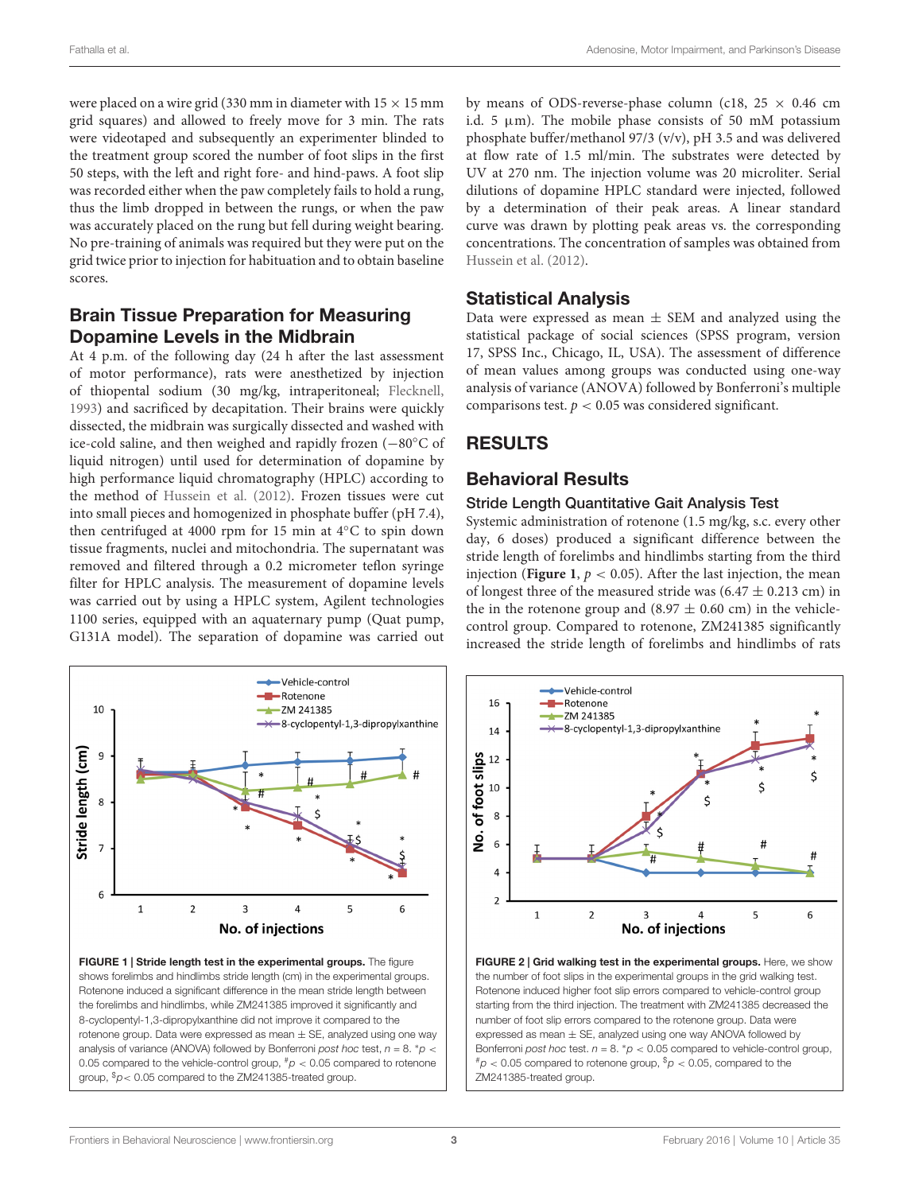were placed on a wire grid (330 mm in diameter with 15 × 15 mm grid squares) and allowed to freely move for 3 min. The rats were videotaped and subsequently an experimenter blinded to the treatment group scored the number of foot slips in the first 50 steps, with the left and right fore- and hind-paws. A foot slip was recorded either when the paw completely fails to hold a rung, thus the limb dropped in between the rungs, or when the paw was accurately placed on the rung but fell during weight bearing. No pre-training of animals was required but they were put on the grid twice prior to injection for habituation and to obtain baseline scores.

## Brain Tissue Preparation for Measuring Dopamine Levels in the Midbrain

At 4 p.m. of the following day (24 h after the last assessment of motor performance), rats were anesthetized by injection of thiopental sodium (30 mg/kg, intraperitoneal; Flecknell, 1993) and sacrificed by decapitation. Their brains were quickly dissected, the midbrain was surgically dissected and washed with ice-cold saline, and then weighed and rapidly frozen (−80°C of liquid nitrogen) until used for determination of dopamine by high performance liquid chromatography (HPLC) according to the method of Hussein et al. (2012). Frozen tissues were cut into small pieces and homogenized in phosphate buffer (pH 7.4), then centrifuged at 4000 rpm for 15 min at 4°C to spin down tissue fragments, nuclei and mitochondria. The supernatant was removed and filtered through a 0.2 micrometer teflon syringe filter for HPLC analysis. The measurement of dopamine levels was carried out by using a HPLC system, Agilent technologies 1100 series, equipped with an aquaternary pump (Quat pump, G131A model). The separation of dopamine was carried out by means of ODS-reverse-phase column (c18, 25 × 0.46 cm i.d. 5 μm). The mobile phase consists of 50 mM potassium phosphate buffer/methanol 97/3 (v/v), pH 3.5 and was delivered at flow rate of 1.5 ml/min. The substrates were detected by UV at 270 nm. The injection volume was 20 microliter. Serial dilutions of dopamine HPLC standard were injected, followed by a determination of their peak areas. A linear standard curve was drawn by plotting peak areas vs. the corresponding concentrations. The concentration of samples was obtained from Hussein et al. (2012).

## Statistical Analysis

Data were expressed as mean ± SEM and analyzed using the statistical package of social sciences (SPSS program, version 17, SPSS Inc., Chicago, IL, USA). The assessment of difference of mean values among groups was conducted using one-way analysis of variance (ANOVA) followed by Bonferroni's multiple comparisons test. $p < 0.05$ was considered significant.

# RESULTS

## Behavioral Results

### Stride Length Quantitative Gait Analysis Test

Systemic administration of rotenone (1.5 mg/kg, s.c. every other day, 6 doses) produced a significant difference between the stride length of forelimbs and hindlimbs starting from the third injection (**Figure 1**, $p < 0.05$). After the last injection, the mean of longest three of the measured stride was (6.47 ± 0.213 cm) in the in the rotenone group and (8.97 ± 0.60 cm) in the vehicle-control group. Compared to rotenone, ZM241385 significantly increased the stride length of forelimbs and hindlimbs of rats

**FIGURE 1 | Stride length test in the experimental groups.** The figure shows forelimbs and hindlimbs stride length (cm) in the experimental groups. Rotenone induced a significant difference in the mean stride length between the forelimbs and hindlimbs, while ZM241385 improved it significantly and 8-cyclopentyl-1,3-dipropylxanthine did not improve it compared to the rotenone group. Data were expressed as mean ± SE, analyzed using one way analysis of variance (ANOVA) followed by Bonferroni *post hoc* test, $n = 8$. *$p < 0.05$ compared to the vehicle-control group, #$p < 0.05$ compared to rotenone group, $\$p < 0.05$ compared to the ZM241385-treated group.

**FIGURE 2 | Grid walking test in the experimental groups.** Here, we show the number of foot slips in the experimental groups in the grid walking test. Rotenone induced higher foot slip errors compared to vehicle-control group starting from the third injection. The treatment with ZM241385 decreased the number of foot slip errors compared to the rotenone group. Data were expressed as mean ± SE, analyzed using one way ANOVA followed by Bonferroni *post hoc* test. $n = 8$. *$p < 0.05$ compared to vehicle-control group, #$p < 0.05$ compared to rotenone group, $\$p < 0.05$, compared to the ZM241385-treated group.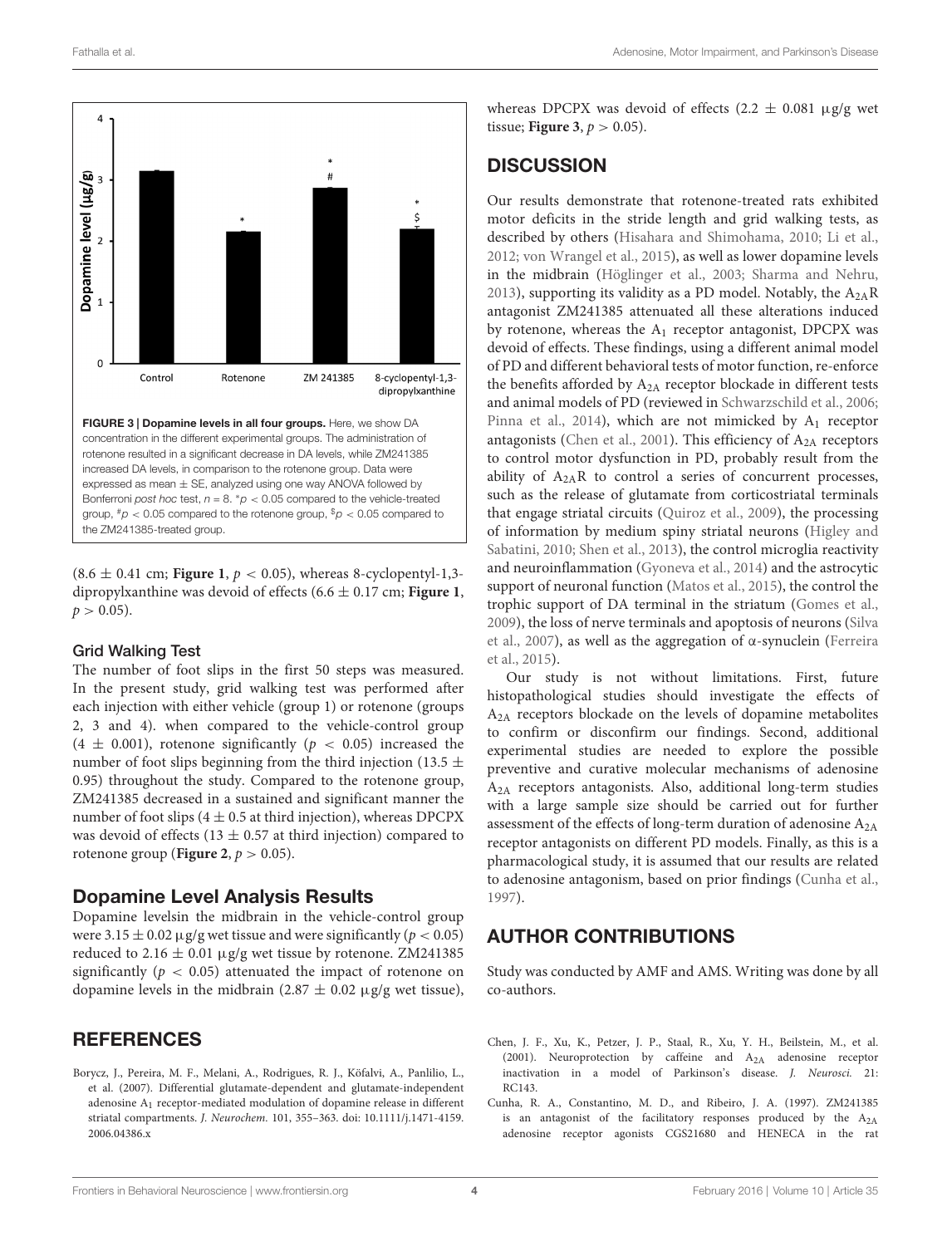FIGURE 3 | **Dopamine levels in all four groups.** Here, we show DA concentration in the different experimental groups. The administration of rotenone resulted in a significant decrease in DA levels, while ZM241385 increased DA levels, in comparison to the rotenone group. Data were expressed as mean ± SE, analyzed using one way ANOVA followed by Bonferroni *post hoc* test, $n = 8$. $^{*}p < 0.05$ compared to the vehicle-treated group, $^{\#}p < 0.05$ compared to the rotenone group, $^{\$}p < 0.05$ compared to the ZM241385-treated group.

(8.6 ± 0.41 cm; **Figure 1**, $p < 0.05$), whereas 8-cyclopentyl-1,3-dipropylxanthine was devoid of effects (6.6 ± 0.17 cm; **Figure 1**, $p > 0.05$).

### Grid Walking Test

The number of foot slips in the first 50 steps was measured. In the present study, grid walking test was performed after each injection with either vehicle (group 1) or rotenone (groups 2, 3 and 4). when compared to the vehicle-control group (4 ± 0.001), rotenone significantly ($p < 0.05$) increased the number of foot slips beginning from the third injection (13.5 ± 0.95) throughout the study. Compared to the rotenone group, ZM241385 decreased in a sustained and significant manner the number of foot slips (4 ± 0.5 at third injection), whereas DPCPX was devoid of effects (13 ± 0.57 at third injection) compared to rotenone group (**Figure 2**, $p > 0.05$).

## Dopamine Level Analysis Results

Dopamine levelsin the midbrain in the vehicle-control group were 3.15 ± 0.02 µg/g wet tissue and were significantly ($p < 0.05$) reduced to 2.16 ± 0.01 µg/g wet tissue by rotenone. ZM241385 significantly ($p < 0.05$) attenuated the impact of rotenone on dopamine levels in the midbrain (2.87 ± 0.02 µg/g wet tissue), whereas DPCPX was devoid of effects (2.2 ± 0.081 µg/g wet tissue; **Figure 3**, $p > 0.05$).

## DISCUSSION

Our results demonstrate that rotenone-treated rats exhibited motor deficits in the stride length and grid walking tests, as described by others (Hisahara and Shimohama, 2010; Li et al., 2012; von Wrangel et al., 2015), as well as lower dopamine levels in the midbrain (Höglinger et al., 2003; Sharma and Nehru, 2013), supporting its validity as a PD model. Notably, the $A_{2A}R$ antagonist ZM241385 attenuated all these alterations induced by rotenone, whereas the $A_1$ receptor antagonist, DPCPX was devoid of effects. These findings, using a different animal model of PD and different behavioral tests of motor function, re-enforce the benefits afforded by $A_{2A}$ receptor blockade in different tests and animal models of PD (reviewed in Schwarzschild et al., 2006; Pinna et al., 2014), which are not mimicked by $A_1$ receptor antagonists (Chen et al., 2001). This efficiency of $A_{2A}$ receptors to control motor dysfunction in PD, probably result from the ability of $A_{2A}R$ to control a series of concurrent processes, such as the release of glutamate from corticostriatal terminals that engage striatal circuits (Quiroz et al., 2009), the processing of information by medium spiny striatal neurons (Higley and Sabatini, 2010; Shen et al., 2013), the control microglia reactivity and neuroinflammation (Gyoneva et al., 2014) and the astrocytic support of neuronal function (Matos et al., 2015), the control the trophic support of DA terminal in the striatum (Gomes et al., 2009), the loss of nerve terminals and apoptosis of neurons (Silva et al., 2007), as well as the aggregation of α-synuclein (Ferreira et al., 2015).

Our study is not without limitations. First, future histopathological studies should investigate the effects of $A_{2A}$ receptors blockade on the levels of dopamine metabolites to confirm or disconfirm our findings. Second, additional experimental studies are needed to explore the possible preventive and curative molecular mechanisms of adenosine $A_{2A}$ receptors antagonists. Also, additional long-term studies with a large sample size should be carried out for further assessment of the effects of long-term duration of adenosine $A_{2A}$ receptor antagonists on different PD models. Finally, as this is a pharmacological study, it is assumed that our results are related to adenosine antagonism, based on prior findings (Cunha et al., 1997).

## AUTHOR CONTRIBUTIONS

Study was conducted by AMF and AMS. Writing was done by all co-authors.

## REFERENCES

Borycz, J., Pereira, M. F., Melani, A., Rodrigues, R. J., Köfalvi, A., Panlilio, L., et al. (2007). Differential glutamate-dependent and glutamate-independent adenosine $A_1$ receptor-mediated modulation of dopamine release in different striatal compartments. *J. Neurochem.* 101, 355–363. doi: 10.1111/j.1471-4159.2006.04386.x

Chen, J. F., Xu, K., Petzer, J. P., Staal, R., Xu, Y. H., Beilstein, M., et al. (2001). Neuroprotection by caffeine and $A_{2A}$ adenosine receptor inactivation in a model of Parkinson's disease. *J. Neurosci.* 21: RC143.

Cunha, R. A., Constantino, M. D., and Ribeiro, J. A. (1997). ZM241385 is an antagonist of the facilitatory responses produced by the $A_{2A}$ adenosine receptor agonists CGS21680 and HENECA in the rat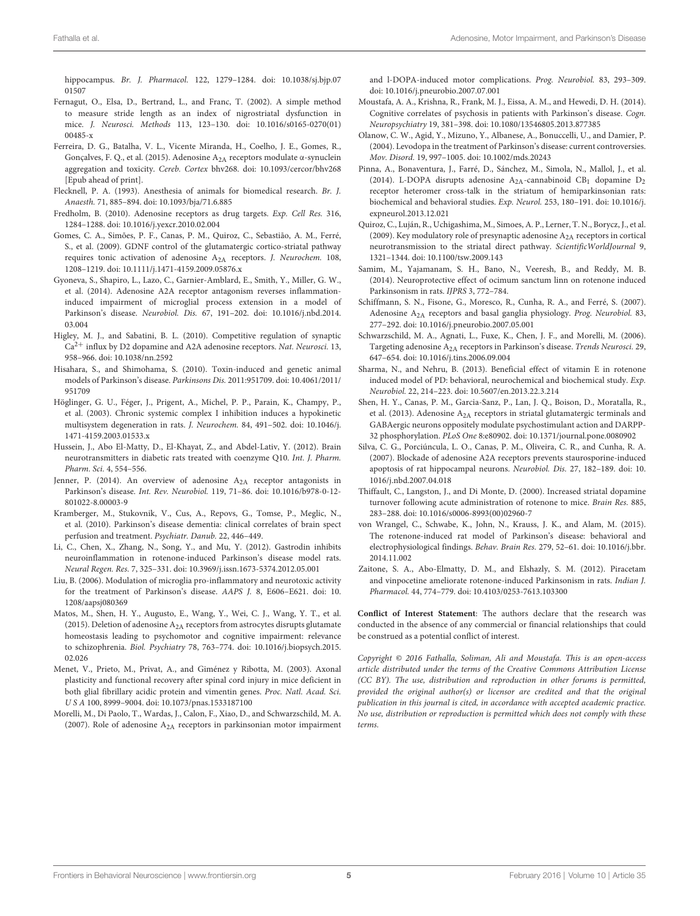hippocampus. *Br. J. Pharmacol.* 122, 1279–1284. doi: 10.1038/sj.bjp.0701507

Fernagut, O., Elsa, D., Bertrand, L., and Franc, T. (2002). A simple method to measure stride length as an index of nigrostriatal dysfunction in mice. *J. Neurosci. Methods* 113, 123–130. doi: 10.1016/s0165-0270(01)00485-x

Ferreira, D. G., Batalha, V. L., Vicente Miranda, H., Coelho, J. E., Gomes, R., Gonçalves, F. Q., et al. (2015). Adenosine $A_{2A}$ receptors modulate α-synuclein aggregation and toxicity. *Cereb. Cortex* bhv268. doi: 10.1093/cercor/bhv268 [Epub ahead of print].

Flecknell, P. A. (1993). Anesthesia of animals for biomedical research. *Br. J. Anaesth.* 71, 885–894. doi: 10.1093/bja/71.6.885

Fredholm, B. (2010). Adenosine receptors as drug targets. *Exp. Cell Res.* 316, 1284–1288. doi: 10.1016/j.yexcr.2010.02.004

Gomes, C. A., Simões, P. F., Canas, P. M., Quiroz, C., Sebastião, A. M., Ferré, S., et al. (2009). GDNF control of the glutamatergic cortico-striatal pathway requires tonic activation of adenosine $A_{2A}$ receptors. *J. Neurochem.* 108, 1208–1219. doi: 10.1111/j.1471-4159.2009.05876.x

Gyoneva, S., Shapiro, L., Lazo, C., Garnier-Amblard, E., Smith, Y., Miller, G. W., et al. (2014). Adenosine A2A receptor antagonism reverses inflammation-induced impairment of microglial process extension in a model of Parkinson's disease. *Neurobiol. Dis.* 67, 191–202. doi: 10.1016/j.nbd.2014.03.004

Higley, M. J., and Sabatini, B. L. (2010). Competitive regulation of synaptic $Ca^{2+}$ influx by D2 dopamine and A2A adenosine receptors. *Nat. Neurosci.* 13, 958–966. doi: 10.1038/nn.2592

Hisahara, S., and Shimohama, S. (2010). Toxin-induced and genetic animal models of Parkinson's disease. *Parkinsons Dis.* 2011:951709. doi: 10.4061/2011/951709

Höglinger, G. U., Féger, J., Prigent, A., Michel, P. P., Parain, K., Champy, P., et al. (2003). Chronic systemic complex I inhibition induces a hypokinetic multisystem degeneration in rats. *J. Neurochem.* 84, 491–502. doi: 10.1046/j.1471-4159.2003.01533.x

Hussein, J., Abo El-Matty, D., El-Khayat, Z., and Abdel-Lativ, Y. (2012). Brain neurotransmitters in diabetic rats treated with coenzyme Q10. *Int. J. Pharm. Pharm. Sci.* 4, 554–556.

Jenner, P. (2014). An overview of adenosine $A_{2A}$ receptor antagonists in Parkinson's disease. *Int. Rev. Neurobiol.* 119, 71–86. doi: 10.1016/b978-0-12-801022-8.00003-9

Kramberger, M., Stukovnik, V., Cus, A., Repovs, G., Tomse, P., Meglic, N., et al. (2010). Parkinson's disease dementia: clinical correlates of brain spect perfusion and treatment. *Psychiatr. Danub.* 22, 446–449.

Li, C., Chen, X., Zhang, N., Song, Y., and Mu, Y. (2012). Gastrodin inhibits neuroinflammation in rotenone-induced Parkinson's disease model rats. *Neural Regen. Res.* 7, 325–331. doi: 10.3969/j.issn.1673-5374.2012.05.001

Liu, B. (2006). Modulation of microglia pro-inflammatory and neurotoxic activity for the treatment of Parkinson's disease. *AAPS J.* 8, E606–E621. doi: 10.1208/aapsj080369

Matos, M., Shen, H. Y., Augusto, E., Wang, Y., Wei, C. J., Wang, Y. T., et al. (2015). Deletion of adenosine $A_{2A}$ receptors from astrocytes disrupts glutamate homeostasis leading to psychomotor and cognitive impairment: relevance to schizophrenia. *Biol. Psychiatry* 78, 763–774. doi: 10.1016/j.biopsych.2015.02.026

Menet, V., Prieto, M., Privat, A., and Giménez y Ribotta, M. (2003). Axonal plasticity and functional recovery after spinal cord injury in mice deficient in both glial fibrillary acidic protein and vimentin genes. *Proc. Natl. Acad. Sci. U S A* 100, 8999–9004. doi: 10.1073/pnas.1533187100

Morelli, M., Di Paolo, T., Wardas, J., Calon, F., Xiao, D., and Schwarzschild, M. A. (2007). Role of adenosine $A_{2A}$ receptors in parkinsonian motor impairment and l-DOPA-induced motor complications. *Prog. Neurobiol.* 83, 293–309. doi: 10.1016/j.pneurobio.2007.07.001

Moustafa, A. A., Krishna, R., Frank, M. J., Eissa, A. M., and Hewedi, D. H. (2014). Cognitive correlates of psychosis in patients with Parkinson's disease. *Cogn. Neuropsychiatry* 19, 381–398. doi: 10.1080/13546805.2013.877385

Olanow, C. W., Agid, Y., Mizuno, Y., Albanese, A., Bonuccelli, U., and Damier, P. (2004). Levodopa in the treatment of Parkinson's disease: current controversies. *Mov. Disord.* 19, 997–1005. doi: 10.1002/mds.20243

Pinna, A., Bonaventura, J., Farré, D., Sánchez, M., Simola, N., Mallol, J., et al. (2014). L-DOPA disrupts adenosine $A_{2A}$-cannabinoid $CB_1$ dopamine $D_2$ receptor heteromer cross-talk in the striatum of hemiparkinsonian rats: biochemical and behavioral studies. *Exp. Neurol.* 253, 180–191. doi: 10.1016/j.expneurol.2013.12.021

Quiroz, C., Luján, R., Uchigashima, M., Simoes, A. P., Lerner, T. N., Borycz, J., et al. (2009). Key modulatory role of presynaptic adenosine $A_{2A}$ receptors in cortical neurotransmission to the striatal direct pathway. *ScientificWorldJournal* 9, 1321–1344. doi: 10.1100/tsw.2009.143

Samim, M., Yajamanam, S. H., Bano, N., Veeresh, B., and Reddy, M. B. (2014). Neuroprotective effect of ocimum sanctum linn on rotenone induced Parkinsonism in rats. *IJPRS* 3, 772–784.

Schiffmann, S. N., Fisone, G., Moresco, R., Cunha, R. A., and Ferré, S. (2007). Adenosine $A_{2A}$ receptors and basal ganglia physiology. *Prog. Neurobiol.* 83, 277–292. doi: 10.1016/j.pneurobio.2007.05.001

Schwarzschild, M. A., Agnati, L., Fuxe, K., Chen, J. F., and Morelli, M. (2006). Targeting adenosine $A_{2A}$ receptors in Parkinson's disease. *Trends Neurosci.* 29, 647–654. doi: 10.1016/j.tins.2006.09.004

Sharma, N., and Nehru, B. (2013). Beneficial effect of vitamin E in rotenone induced model of PD: behavioral, neurochemical and biochemical study. *Exp. Neurobiol.* 22, 214–223. doi: 10.5607/en.2013.22.3.214

Shen, H. Y., Canas, P. M., Garcia-Sanz, P., Lan, J. Q., Boison, D., Moratalla, R., et al. (2013). Adenosine $A_{2A}$ receptors in striatal glutamatergic terminals and GABAergic neurons oppositely modulate psychostimulant action and DARPP-32 phosphorylation. *PLoS One* 8:e80902. doi: 10.1371/journal.pone.0080902

Silva, C. G., Porciúncula, L. O., Canas, P. M., Oliveira, C. R., and Cunha, R. A. (2007). Blockade of adenosine A2A receptors prevents staurosporine-induced apoptosis of rat hippocampal neurons. *Neurobiol. Dis.* 27, 182–189. doi: 10.1016/j.nbd.2007.04.018

Thiffault, C., Langston, J., and Di Monte, D. (2000). Increased striatal dopamine turnover following acute administration of rotenone to mice. *Brain Res.* 885, 283–288. doi: 10.1016/s0006-8993(00)02960-7

von Wrangel, C., Schwabe, K., John, N., Krauss, J. K., and Alam, M. (2015). The rotenone-induced rat model of Parkinson's disease: behavioral and electrophysiological findings. *Behav. Brain Res.* 279, 52–61. doi: 10.1016/j.bbr.2014.11.002

Zaitone, S. A., Abo-Elmatty, D. M., and Elshazly, S. M. (2012). Piracetam and vinpocetine ameliorate rotenone-induced Parkinsonism in rats. *Indian J. Pharmacol.* 44, 774–779. doi: 10.4103/0253-7613.103300

**Conflict of Interest Statement**: The authors declare that the research was conducted in the absence of any commercial or financial relationships that could be construed as a potential conflict of interest.

*Copyright © 2016 Fathalla, Soliman, Ali and Moustafa. This is an open-access article distributed under the terms of the Creative Commons Attribution License (CC BY). The use, distribution and reproduction in other forums is permitted, provided the original author(s) or licensor are credited and that the original publication in this journal is cited, in accordance with accepted academic practice. No use, distribution or reproduction is permitted which does not comply with these terms.*